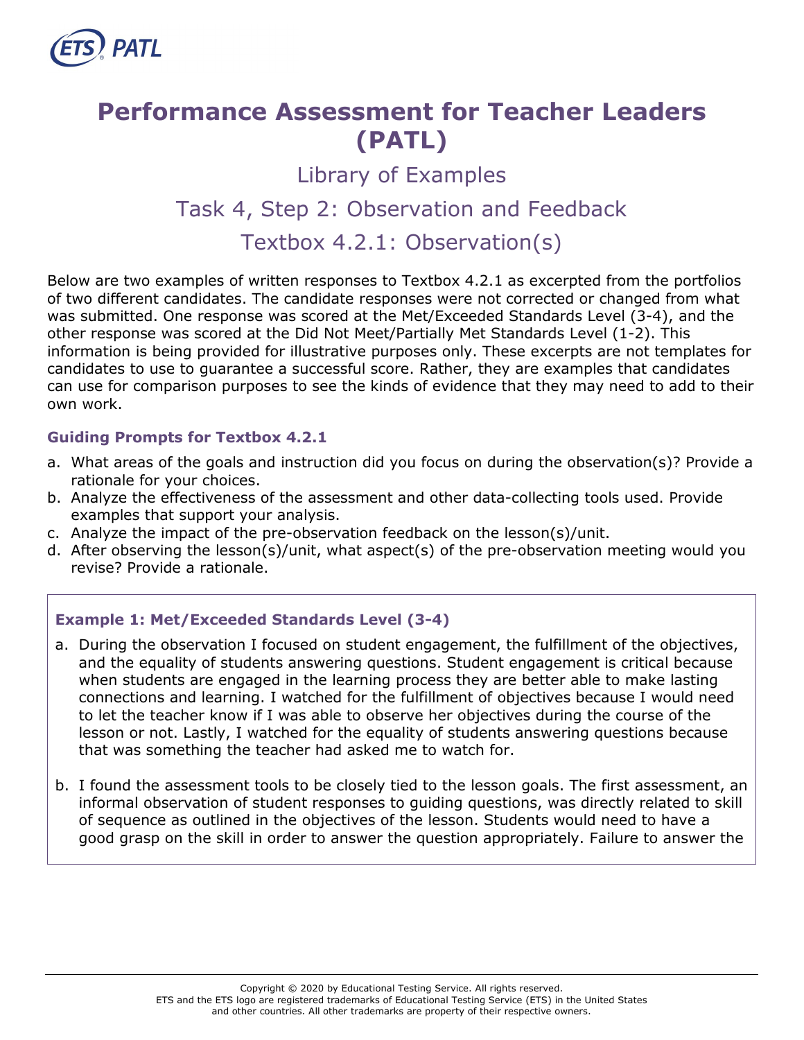# Performance Assessment for Teacher Leaders (PATL)

## Library of Examples

## Task 4, Step 2: Observation and Feedback

## Textbox 4.2.1: Observation(s)

Below are two examples of written responses to Textbox 4.2.1 as excerpted from the portfolios of two different candidates. The candidate responses were not corrected or changed from what was submitted. One response was scored at the Met/Exceeded Standards Level (3-4), and the other response was scored at the Did Not Meet/Partially Met Standards Level (1-2). This information is being provided for illustrative purposes only. These excerpts are not templates for candidates to use to guarantee a successful score. Rather, they are examples that candidates can use for comparison purposes to see the kinds of evidence that they may need to add to their own work.

### Guiding Prompts for Textbox 4.2.1

a. What areas of the goals and instruction did you focus on during the observation(s)? Provide a rationale for your choices.
b. Analyze the effectiveness of the assessment and other data-collecting tools used. Provide examples that support your analysis.
c. Analyze the impact of the pre-observation feedback on the lesson(s)/unit.
d. After observing the lesson(s)/unit, what aspect(s) of the pre-observation meeting would you revise? Provide a rationale.

### Example 1: Met/Exceeded Standards Level (3-4)

a. During the observation I focused on student engagement, the fulfillment of the objectives, and the equality of students answering questions. Student engagement is critical because when students are engaged in the learning process they are better able to make lasting connections and learning. I watched for the fulfillment of objectives because I would need to let the teacher know if I was able to observe her objectives during the course of the lesson or not. Lastly, I watched for the equality of students answering questions because that was something the teacher had asked me to watch for.

b. I found the assessment tools to be closely tied to the lesson goals. The first assessment, an informal observation of student responses to guiding questions, was directly related to skill of sequence as outlined in the objectives of the lesson. Students would need to have a good grasp on the skill in order to answer the question appropriately. Failure to answer the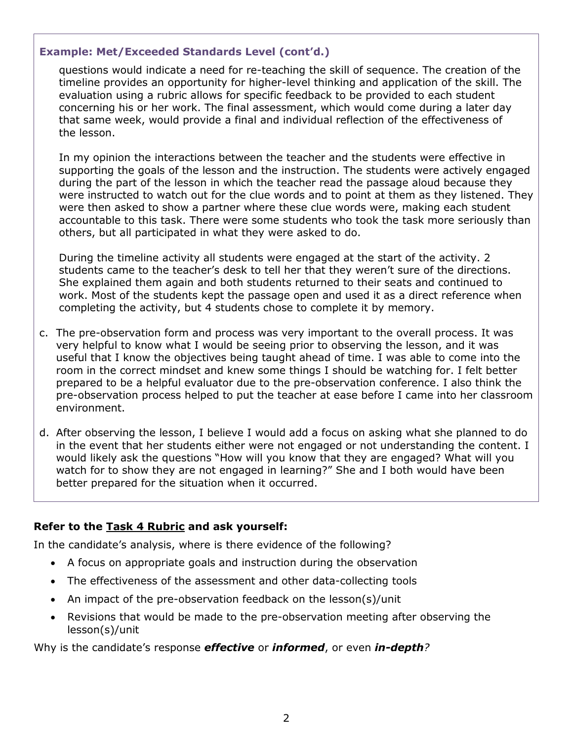### Example: Met/Exceeded Standards Level (cont'd.)

questions would indicate a need for re-teaching the skill of sequence. The creation of the timeline provides an opportunity for higher-level thinking and application of the skill. The evaluation using a rubric allows for specific feedback to be provided to each student concerning his or her work. The final assessment, which would come during a later day that same week, would provide a final and individual reflection of the effectiveness of the lesson.

In my opinion the interactions between the teacher and the students were effective in supporting the goals of the lesson and the instruction. The students were actively engaged during the part of the lesson in which the teacher read the passage aloud because they were instructed to watch out for the clue words and to point at them as they listened. They were then asked to show a partner where these clue words were, making each student accountable to this task. There were some students who took the task more seriously than others, but all participated in what they were asked to do.

During the timeline activity all students were engaged at the start of the activity. 2 students came to the teacher's desk to tell her that they weren't sure of the directions. She explained them again and both students returned to their seats and continued to work. Most of the students kept the passage open and used it as a direct reference when completing the activity, but 4 students chose to complete it by memory.

c. The pre-observation form and process was very important to the overall process. It was very helpful to know what I would be seeing prior to observing the lesson, and it was useful that I know the objectives being taught ahead of time. I was able to come into the room in the correct mindset and knew some things I should be watching for. I felt better prepared to be a helpful evaluator due to the pre-observation conference. I also think the pre-observation process helped to put the teacher at ease before I came into her classroom environment.

d. After observing the lesson, I believe I would add a focus on asking what she planned to do in the event that her students either were not engaged or not understanding the content. I would likely ask the questions "How will you know that they are engaged? What will you watch for to show they are not engaged in learning?" She and I both would have been better prepared for the situation when it occurred.

**Refer to the Task 4 Rubric and ask yourself:**

In the candidate's analysis, where is there evidence of the following?

- A focus on appropriate goals and instruction during the observation
- The effectiveness of the assessment and other data-collecting tools
- An impact of the pre-observation feedback on the lesson(s)/unit
- Revisions that would be made to the pre-observation meeting after observing the lesson(s)/unit

Why is the candidate's response ***effective*** or ***informed***, or even ***in-depth****?*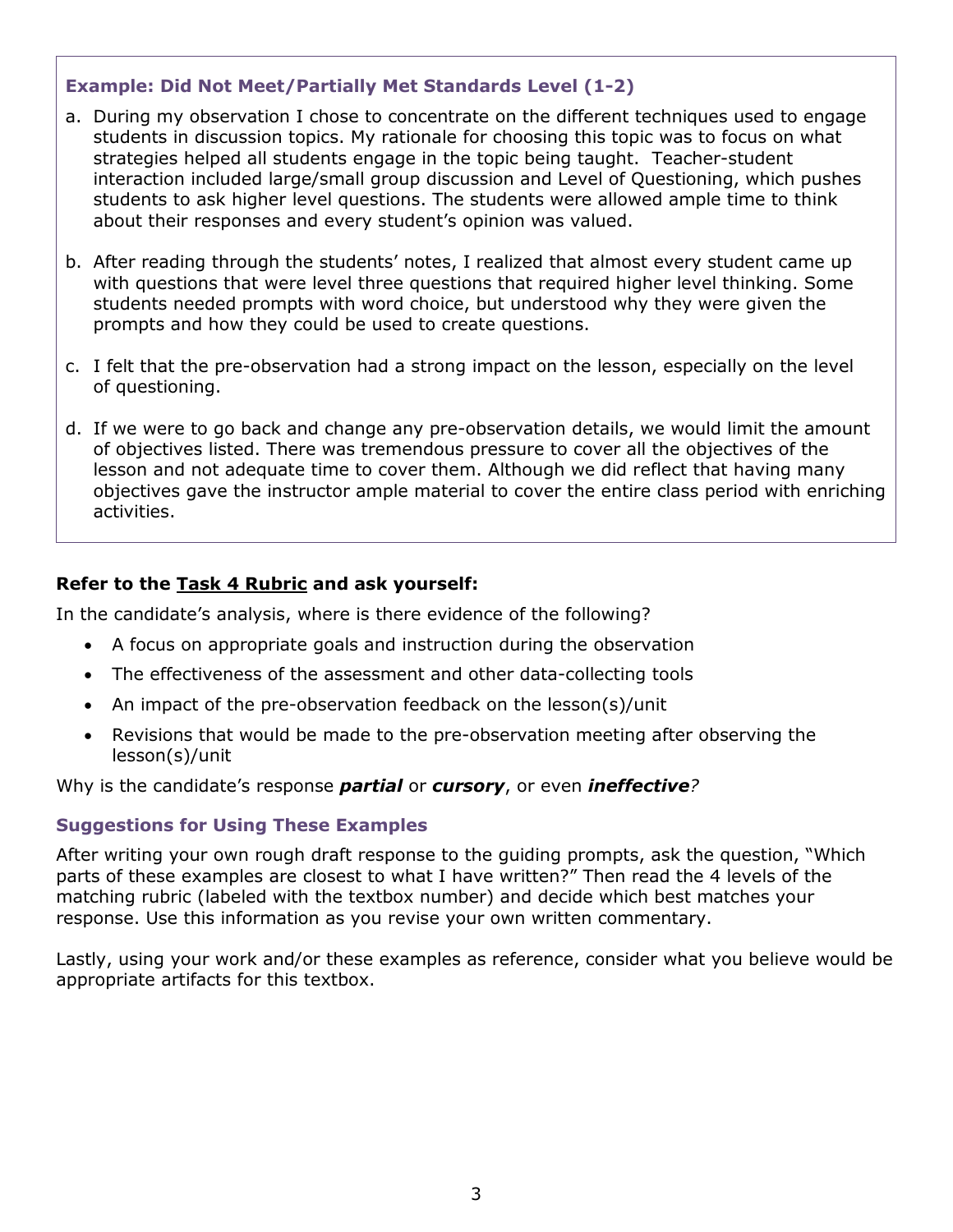### Example: Did Not Meet/Partially Met Standards Level (1-2)

a. During my observation I chose to concentrate on the different techniques used to engage students in discussion topics. My rationale for choosing this topic was to focus on what strategies helped all students engage in the topic being taught. Teacher-student interaction included large/small group discussion and Level of Questioning, which pushes students to ask higher level questions. The students were allowed ample time to think about their responses and every student's opinion was valued.

b. After reading through the students' notes, I realized that almost every student came up with questions that were level three questions that required higher level thinking. Some students needed prompts with word choice, but understood why they were given the prompts and how they could be used to create questions.

c. I felt that the pre-observation had a strong impact on the lesson, especially on the level of questioning.

d. If we were to go back and change any pre-observation details, we would limit the amount of objectives listed. There was tremendous pressure to cover all the objectives of the lesson and not adequate time to cover them. Although we did reflect that having many objectives gave the instructor ample material to cover the entire class period with enriching activities.

**Refer to the Task 4 Rubric and ask yourself:**

In the candidate's analysis, where is there evidence of the following?

- A focus on appropriate goals and instruction during the observation
- The effectiveness of the assessment and other data-collecting tools
- An impact of the pre-observation feedback on the lesson(s)/unit
- Revisions that would be made to the pre-observation meeting after observing the lesson(s)/unit

Why is the candidate's response ***partial*** or ***cursory***, or even ***ineffective****?*

### Suggestions for Using These Examples

After writing your own rough draft response to the guiding prompts, ask the question, "Which parts of these examples are closest to what I have written?" Then read the 4 levels of the matching rubric (labeled with the textbox number) and decide which best matches your response. Use this information as you revise your own written commentary.

Lastly, using your work and/or these examples as reference, consider what you believe would be appropriate artifacts for this textbox.